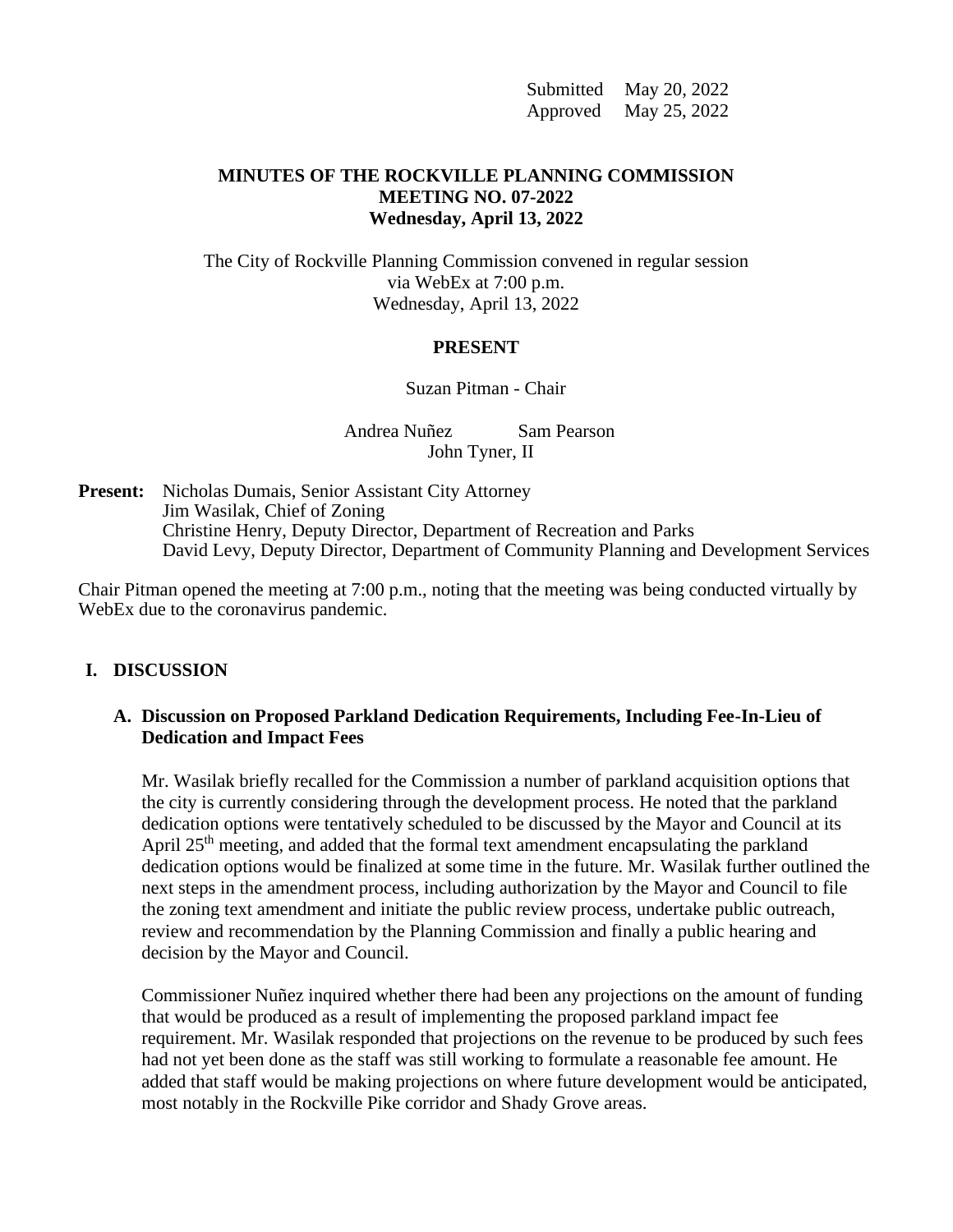Submitted May 20, 2022
Approved May 25, 2022

# MINUTES OF THE ROCKVILLE PLANNING COMMISSION
## MEETING NO. 07-2022
## Wednesday, April 13, 2022

The City of Rockville Planning Commission convened in regular session via WebEx at 7:00 p.m.
Wednesday, April 13, 2022

**PRESENT**

Suzan Pitman - Chair

Andrea Nuñez Sam Pearson
John Tyner, II

**Present:** Nicholas Dumais, Senior Assistant City Attorney
Jim Wasilak, Chief of Zoning
Christine Henry, Deputy Director, Department of Recreation and Parks
David Levy, Deputy Director, Department of Community Planning and Development Services

Chair Pitman opened the meeting at 7:00 p.m., noting that the meeting was being conducted virtually by WebEx due to the coronavirus pandemic.

## I. DISCUSSION

### A. Discussion on Proposed Parkland Dedication Requirements, Including Fee-In-Lieu of Dedication and Impact Fees

Mr. Wasilak briefly recalled for the Commission a number of parkland acquisition options that the city is currently considering through the development process. He noted that the parkland dedication options were tentatively scheduled to be discussed by the Mayor and Council at its April 25th meeting, and added that the formal text amendment encapsulating the parkland dedication options would be finalized at some time in the future. Mr. Wasilak further outlined the next steps in the amendment process, including authorization by the Mayor and Council to file the zoning text amendment and initiate the public review process, undertake public outreach, review and recommendation by the Planning Commission and finally a public hearing and decision by the Mayor and Council.

Commissioner Nuñez inquired whether there had been any projections on the amount of funding that would be produced as a result of implementing the proposed parkland impact fee requirement. Mr. Wasilak responded that projections on the revenue to be produced by such fees had not yet been done as the staff was still working to formulate a reasonable fee amount. He added that staff would be making projections on where future development would be anticipated, most notably in the Rockville Pike corridor and Shady Grove areas.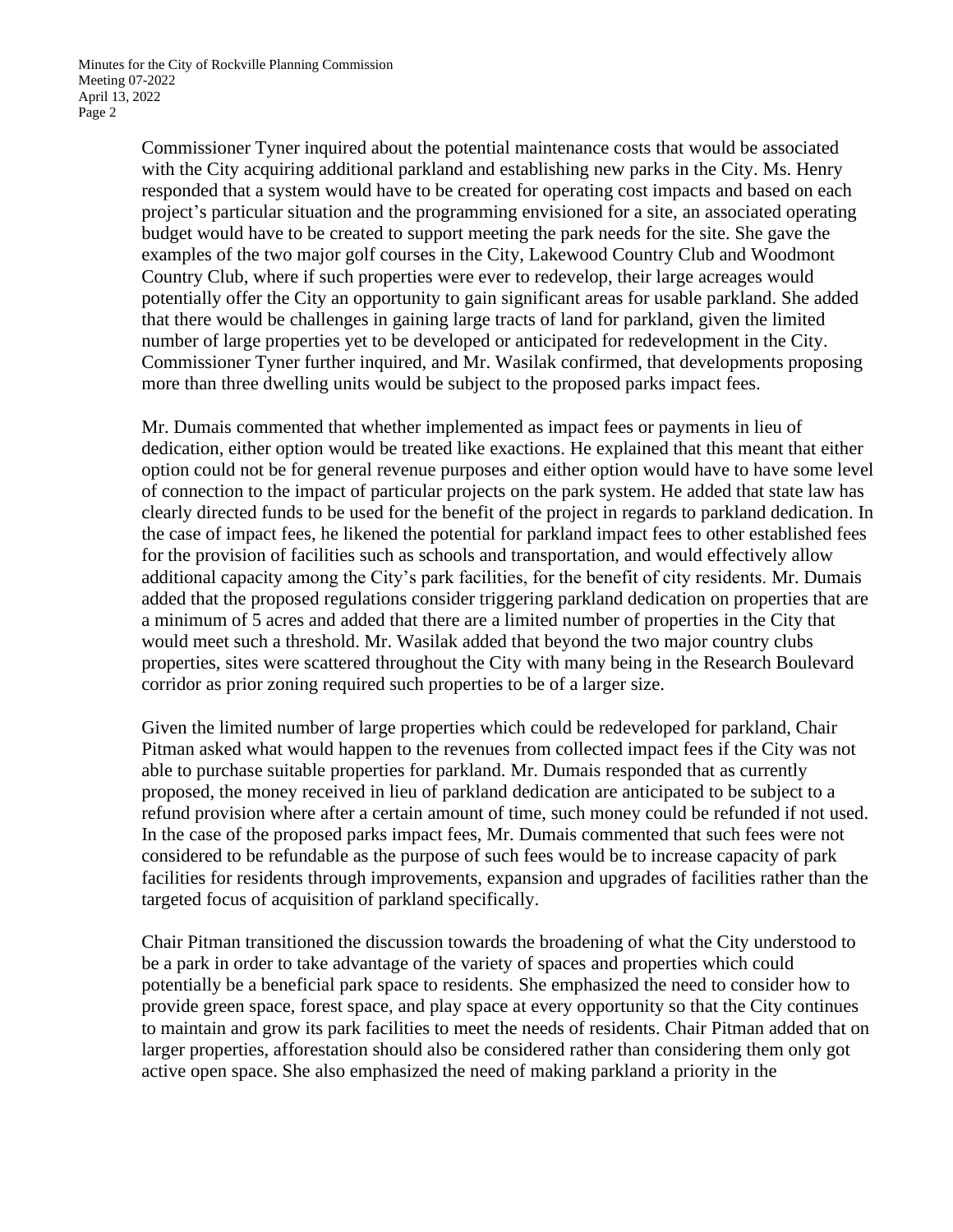Commissioner Tyner inquired about the potential maintenance costs that would be associated with the City acquiring additional parkland and establishing new parks in the City. Ms. Henry responded that a system would have to be created for operating cost impacts and based on each project's particular situation and the programming envisioned for a site, an associated operating budget would have to be created to support meeting the park needs for the site. She gave the examples of the two major golf courses in the City, Lakewood Country Club and Woodmont Country Club, where if such properties were ever to redevelop, their large acreages would potentially offer the City an opportunity to gain significant areas for usable parkland. She added that there would be challenges in gaining large tracts of land for parkland, given the limited number of large properties yet to be developed or anticipated for redevelopment in the City. Commissioner Tyner further inquired, and Mr. Wasilak confirmed, that developments proposing more than three dwelling units would be subject to the proposed parks impact fees.

Mr. Dumais commented that whether implemented as impact fees or payments in lieu of dedication, either option would be treated like exactions. He explained that this meant that either option could not be for general revenue purposes and either option would have to have some level of connection to the impact of particular projects on the park system. He added that state law has clearly directed funds to be used for the benefit of the project in regards to parkland dedication. In the case of impact fees, he likened the potential for parkland impact fees to other established fees for the provision of facilities such as schools and transportation, and would effectively allow additional capacity among the City's park facilities, for the benefit of city residents. Mr. Dumais added that the proposed regulations consider triggering parkland dedication on properties that are a minimum of 5 acres and added that there are a limited number of properties in the City that would meet such a threshold. Mr. Wasilak added that beyond the two major country clubs properties, sites were scattered throughout the City with many being in the Research Boulevard corridor as prior zoning required such properties to be of a larger size.

Given the limited number of large properties which could be redeveloped for parkland, Chair Pitman asked what would happen to the revenues from collected impact fees if the City was not able to purchase suitable properties for parkland. Mr. Dumais responded that as currently proposed, the money received in lieu of parkland dedication are anticipated to be subject to a refund provision where after a certain amount of time, such money could be refunded if not used. In the case of the proposed parks impact fees, Mr. Dumais commented that such fees were not considered to be refundable as the purpose of such fees would be to increase capacity of park facilities for residents through improvements, expansion and upgrades of facilities rather than the targeted focus of acquisition of parkland specifically.

Chair Pitman transitioned the discussion towards the broadening of what the City understood to be a park in order to take advantage of the variety of spaces and properties which could potentially be a beneficial park space to residents. She emphasized the need to consider how to provide green space, forest space, and play space at every opportunity so that the City continues to maintain and grow its park facilities to meet the needs of residents. Chair Pitman added that on larger properties, afforestation should also be considered rather than considering them only got active open space. She also emphasized the need of making parkland a priority in the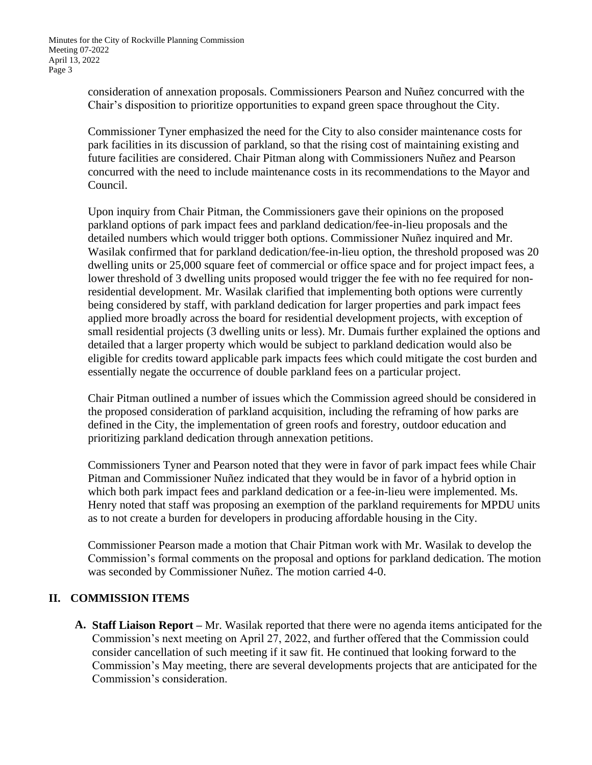consideration of annexation proposals. Commissioners Pearson and Nuñez concurred with the Chair's disposition to prioritize opportunities to expand green space throughout the City.

Commissioner Tyner emphasized the need for the City to also consider maintenance costs for park facilities in its discussion of parkland, so that the rising cost of maintaining existing and future facilities are considered. Chair Pitman along with Commissioners Nuñez and Pearson concurred with the need to include maintenance costs in its recommendations to the Mayor and Council.

Upon inquiry from Chair Pitman, the Commissioners gave their opinions on the proposed parkland options of park impact fees and parkland dedication/fee-in-lieu proposals and the detailed numbers which would trigger both options. Commissioner Nuñez inquired and Mr. Wasilak confirmed that for parkland dedication/fee-in-lieu option, the threshold proposed was 20 dwelling units or 25,000 square feet of commercial or office space and for project impact fees, a lower threshold of 3 dwelling units proposed would trigger the fee with no fee required for non-residential development. Mr. Wasilak clarified that implementing both options were currently being considered by staff, with parkland dedication for larger properties and park impact fees applied more broadly across the board for residential development projects, with exception of small residential projects (3 dwelling units or less). Mr. Dumais further explained the options and detailed that a larger property which would be subject to parkland dedication would also be eligible for credits toward applicable park impacts fees which could mitigate the cost burden and essentially negate the occurrence of double parkland fees on a particular project.

Chair Pitman outlined a number of issues which the Commission agreed should be considered in the proposed consideration of parkland acquisition, including the reframing of how parks are defined in the City, the implementation of green roofs and forestry, outdoor education and prioritizing parkland dedication through annexation petitions.

Commissioners Tyner and Pearson noted that they were in favor of park impact fees while Chair Pitman and Commissioner Nuñez indicated that they would be in favor of a hybrid option in which both park impact fees and parkland dedication or a fee-in-lieu were implemented. Ms. Henry noted that staff was proposing an exemption of the parkland requirements for MPDU units as to not create a burden for developers in producing affordable housing in the City.

Commissioner Pearson made a motion that Chair Pitman work with Mr. Wasilak to develop the Commission's formal comments on the proposal and options for parkland dedication. The motion was seconded by Commissioner Nuñez. The motion carried 4-0.

## II. COMMISSION ITEMS

**A. Staff Liaison Report –** Mr. Wasilak reported that there were no agenda items anticipated for the Commission's next meeting on April 27, 2022, and further offered that the Commission could consider cancellation of such meeting if it saw fit. He continued that looking forward to the Commission's May meeting, there are several developments projects that are anticipated for the Commission's consideration.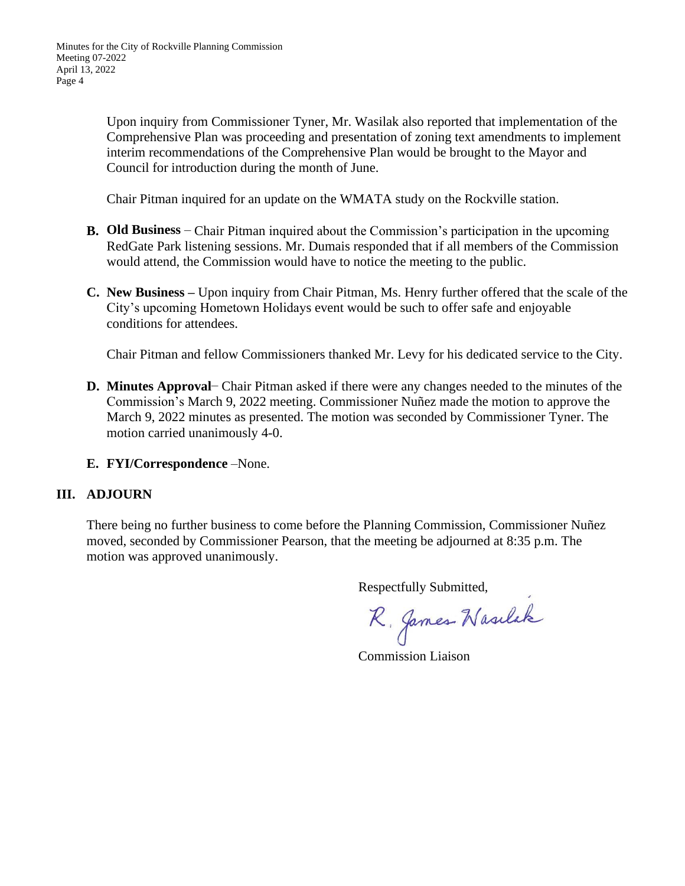Upon inquiry from Commissioner Tyner, Mr. Wasilak also reported that implementation of the Comprehensive Plan was proceeding and presentation of zoning text amendments to implement interim recommendations of the Comprehensive Plan would be brought to the Mayor and Council for introduction during the month of June.

Chair Pitman inquired for an update on the WMATA study on the Rockville station.

**B. Old Business** – Chair Pitman inquired about the Commission's participation in the upcoming RedGate Park listening sessions. Mr. Dumais responded that if all members of the Commission would attend, the Commission would have to notice the meeting to the public.

**C. New Business –** Upon inquiry from Chair Pitman, Ms. Henry further offered that the scale of the City's upcoming Hometown Holidays event would be such to offer safe and enjoyable conditions for attendees.

Chair Pitman and fellow Commissioners thanked Mr. Levy for his dedicated service to the City.

**D. Minutes Approval**– Chair Pitman asked if there were any changes needed to the minutes of the Commission's March 9, 2022 meeting. Commissioner Nuñez made the motion to approve the March 9, 2022 minutes as presented. The motion was seconded by Commissioner Tyner. The motion carried unanimously 4-0.

**E. FYI/Correspondence** –None.

## III. ADJOURN

There being no further business to come before the Planning Commission, Commissioner Nuñez moved, seconded by Commissioner Pearson, that the meeting be adjourned at 8:35 p.m. The motion was approved unanimously.

Respectfully Submitted,

R. James Wasilak

Commission Liaison